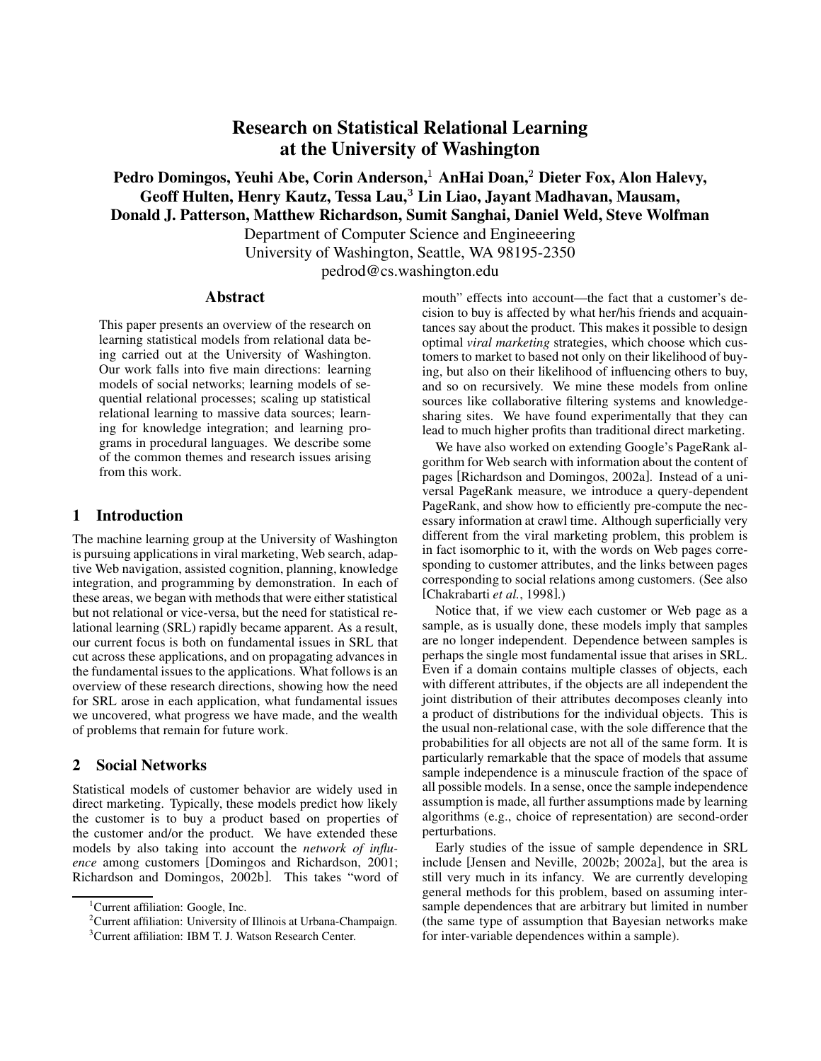# Research on Statistical Relational Learning at the University of Washington

**Pedro Domingos, Yeuhi Abe, Corin Anderson,[1] AnHai Doan,[2] Dieter Fox, Alon Halevy, Geoff Hulten, Henry Kautz, Tessa Lau,[3] Lin Liao, Jayant Madhavan, Mausam, Donald J. Patterson, Matthew Richardson, Sumit Sanghai, Daniel Weld, Steve Wolfman**

Department of Computer Science and Engineeering
University of Washington, Seattle, WA 98195-2350
pedrod@cs.washington.edu

## Abstract

This paper presents an overview of the research on learning statistical models from relational data being carried out at the University of Washington. Our work falls into five main directions: learning models of social networks; learning models of sequential relational processes; scaling up statistical relational learning to massive data sources; learning for knowledge integration; and learning programs in procedural languages. We describe some of the common themes and research issues arising from this work.

## 1 Introduction

The machine learning group at the University of Washington is pursuing applications in viral marketing, Web search, adaptive Web navigation, assisted cognition, planning, knowledge integration, and programming by demonstration. In each of these areas, we began with methods that were either statistical but not relational or vice-versa, but the need for statistical relational learning (SRL) rapidly became apparent. As a result, our current focus is both on fundamental issues in SRL that cut across these applications, and on propagating advances in the fundamental issues to the applications. What follows is an overview of these research directions, showing how the need for SRL arose in each application, what fundamental issues we uncovered, what progress we have made, and the wealth of problems that remain for future work.

## 2 Social Networks

Statistical models of customer behavior are widely used in direct marketing. Typically, these models predict how likely the customer is to buy a product based on properties of the customer and/or the product. We have extended these models by also taking into account the *network of influence* among customers [Domingos and Richardson, 2001; Richardson and Domingos, 2002b]. This takes "word of mouth" effects into account—the fact that a customer's decision to buy is affected by what her/his friends and acquaintances say about the product. This makes it possible to design optimal *viral marketing* strategies, which choose which customers to market to based not only on their likelihood of buying, but also on their likelihood of influencing others to buy, and so on recursively. We mine these models from online sources like collaborative filtering systems and knowledge-sharing sites. We have found experimentally that they can lead to much higher profits than traditional direct marketing.

We have also worked on extending Google's PageRank algorithm for Web search with information about the content of pages [Richardson and Domingos, 2002a]. Instead of a universal PageRank measure, we introduce a query-dependent PageRank, and show how to efficiently pre-compute the necessary information at crawl time. Although superficially very different from the viral marketing problem, this problem is in fact isomorphic to it, with the words on Web pages corresponding to customer attributes, and the links between pages corresponding to social relations among customers. (See also [Chakrabarti *et al.*, 1998].)

Notice that, if we view each customer or Web page as a sample, as is usually done, these models imply that samples are no longer independent. Dependence between samples is perhaps the single most fundamental issue that arises in SRL. Even if a domain contains multiple classes of objects, each with different attributes, if the objects are all independent the joint distribution of their attributes decomposes cleanly into a product of distributions for the individual objects. This is the usual non-relational case, with the sole difference that the probabilities for all objects are not all of the same form. It is particularly remarkable that the space of models that assume sample independence is a minuscule fraction of the space of all possible models. In a sense, once the sample independence assumption is made, all further assumptions made by learning algorithms (e.g., choice of representation) are second-order perturbations.

Early studies of the issue of sample dependence in SRL include [Jensen and Neville, 2002b; 2002a], but the area is still very much in its infancy. We are currently developing general methods for this problem, based on assuming inter-sample dependences that are arbitrary but limited in number (the same type of assumption that Bayesian networks make for inter-variable dependences within a sample).

[1] Current affiliation: Google, Inc.

[2] Current affiliation: University of Illinois at Urbana-Champaign.

[3] Current affiliation: IBM T. J. Watson Research Center.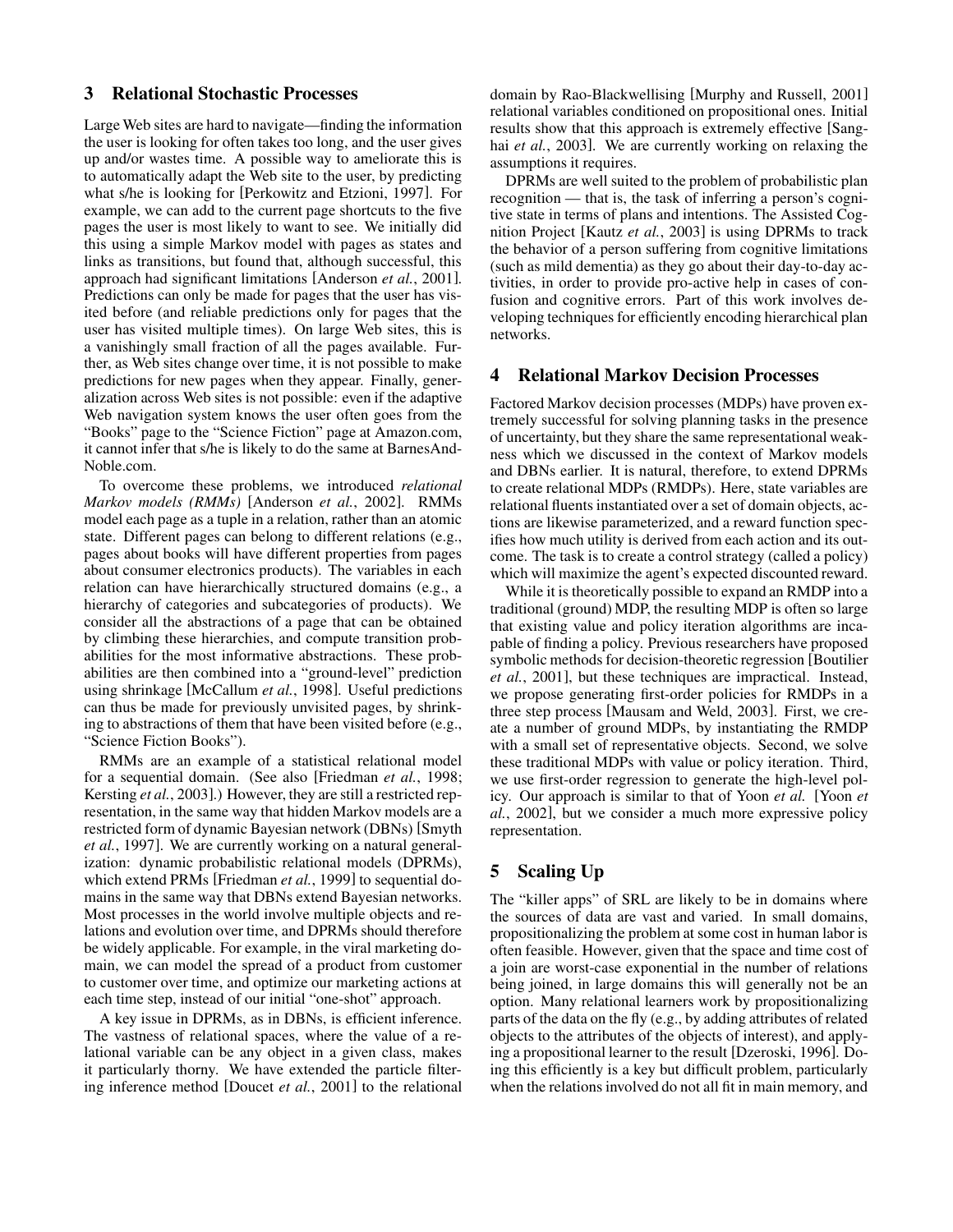## 3 Relational Stochastic Processes

Large Web sites are hard to navigate—finding the information the user is looking for often takes too long, and the user gives up and/or wastes time. A possible way to ameliorate this is to automatically adapt the Web site to the user, by predicting what s/he is looking for [Perkowitz and Etzioni, 1997]. For example, we can add to the current page shortcuts to the five pages the user is most likely to want to see. We initially did this using a simple Markov model with pages as states and links as transitions, but found that, although successful, this approach had significant limitations [Anderson *et al.*, 2001]. Predictions can only be made for pages that the user has visited before (and reliable predictions only for pages that the user has visited multiple times). On large Web sites, this is a vanishingly small fraction of all the pages available. Further, as Web sites change over time, it is not possible to make predictions for new pages when they appear. Finally, generalization across Web sites is not possible: even if the adaptive Web navigation system knows the user often goes from the "Books" page to the "Science Fiction" page at Amazon.com, it cannot infer that s/he is likely to do the same at BarnesAndNoble.com.

To overcome these problems, we introduced *relational Markov models (RMMs)* [Anderson *et al.*, 2002]. RMMs model each page as a tuple in a relation, rather than an atomic state. Different pages can belong to different relations (e.g., pages about books will have different properties from pages about consumer electronics products). The variables in each relation can have hierarchically structured domains (e.g., a hierarchy of categories and subcategories of products). We consider all the abstractions of a page that can be obtained by climbing these hierarchies, and compute transition probabilities for the most informative abstractions. These probabilities are then combined into a "ground-level" prediction using shrinkage [McCallum *et al.*, 1998]. Useful predictions can thus be made for previously unvisited pages, by shrinking to abstractions of them that have been visited before (e.g., "Science Fiction Books").

RMMs are an example of a statistical relational model for a sequential domain. (See also [Friedman *et al.*, 1998; Kersting *et al.*, 2003].) However, they are still a restricted representation, in the same way that hidden Markov models are a restricted form of dynamic Bayesian network (DBNs) [Smyth *et al.*, 1997]. We are currently working on a natural generalization: dynamic probabilistic relational models (DPRMs), which extend PRMs [Friedman *et al.*, 1999] to sequential domains in the same way that DBNs extend Bayesian networks. Most processes in the world involve multiple objects and relations and evolution over time, and DPRMs should therefore be widely applicable. For example, in the viral marketing domain, we can model the spread of a product from customer to customer over time, and optimize our marketing actions at each time step, instead of our initial "one-shot" approach.

A key issue in DPRMs, as in DBNs, is efficient inference. The vastness of relational spaces, where the value of a relational variable can be any object in a given class, makes it particularly thorny. We have extended the particle filtering inference method [Doucet *et al.*, 2001] to the relational domain by Rao-Blackwellising [Murphy and Russell, 2001] relational variables conditioned on propositional ones. Initial results show that this approach is extremely effective [Sanghai *et al.*, 2003]. We are currently working on relaxing the assumptions it requires.

DPRMs are well suited to the problem of probabilistic plan recognition — that is, the task of inferring a person's cognitive state in terms of plans and intentions. The Assisted Cognition Project [Kautz *et al.*, 2003] is using DPRMs to track the behavior of a person suffering from cognitive limitations (such as mild dementia) as they go about their day-to-day activities, in order to provide pro-active help in cases of confusion and cognitive errors. Part of this work involves developing techniques for efficiently encoding hierarchical plan networks.

## 4 Relational Markov Decision Processes

Factored Markov decision processes (MDPs) have proven extremely successful for solving planning tasks in the presence of uncertainty, but they share the same representational weakness which we discussed in the context of Markov models and DBNs earlier. It is natural, therefore, to extend DPRMs to create relational MDPs (RMDPs). Here, state variables are relational fluents instantiated over a set of domain objects, actions are likewise parameterized, and a reward function specifies how much utility is derived from each action and its outcome. The task is to create a control strategy (called a policy) which will maximize the agent's expected discounted reward.

While it is theoretically possible to expand an RMDP into a traditional (ground) MDP, the resulting MDP is often so large that existing value and policy iteration algorithms are incapable of finding a policy. Previous researchers have proposed symbolic methods for decision-theoretic regression [Boutilier *et al.*, 2001], but these techniques are impractical. Instead, we propose generating first-order policies for RMDPs in a three step process [Mausam and Weld, 2003]. First, we create a number of ground MDPs, by instantiating the RMDP with a small set of representative objects. Second, we solve these traditional MDPs with value or policy iteration. Third, we use first-order regression to generate the high-level policy. Our approach is similar to that of Yoon *et al.* [Yoon *et al.*, 2002], but we consider a much more expressive policy representation.

## 5 Scaling Up

The "killer apps" of SRL are likely to be in domains where the sources of data are vast and varied. In small domains, propositionalizing the problem at some cost in human labor is often feasible. However, given that the space and time cost of a join are worst-case exponential in the number of relations being joined, in large domains this will generally not be an option. Many relational learners work by propositionalizing parts of the data on the fly (e.g., by adding attributes of related objects to the attributes of the objects of interest), and applying a propositional learner to the result [Dzeroski, 1996]. Doing this efficiently is a key but difficult problem, particularly when the relations involved do not all fit in main memory, and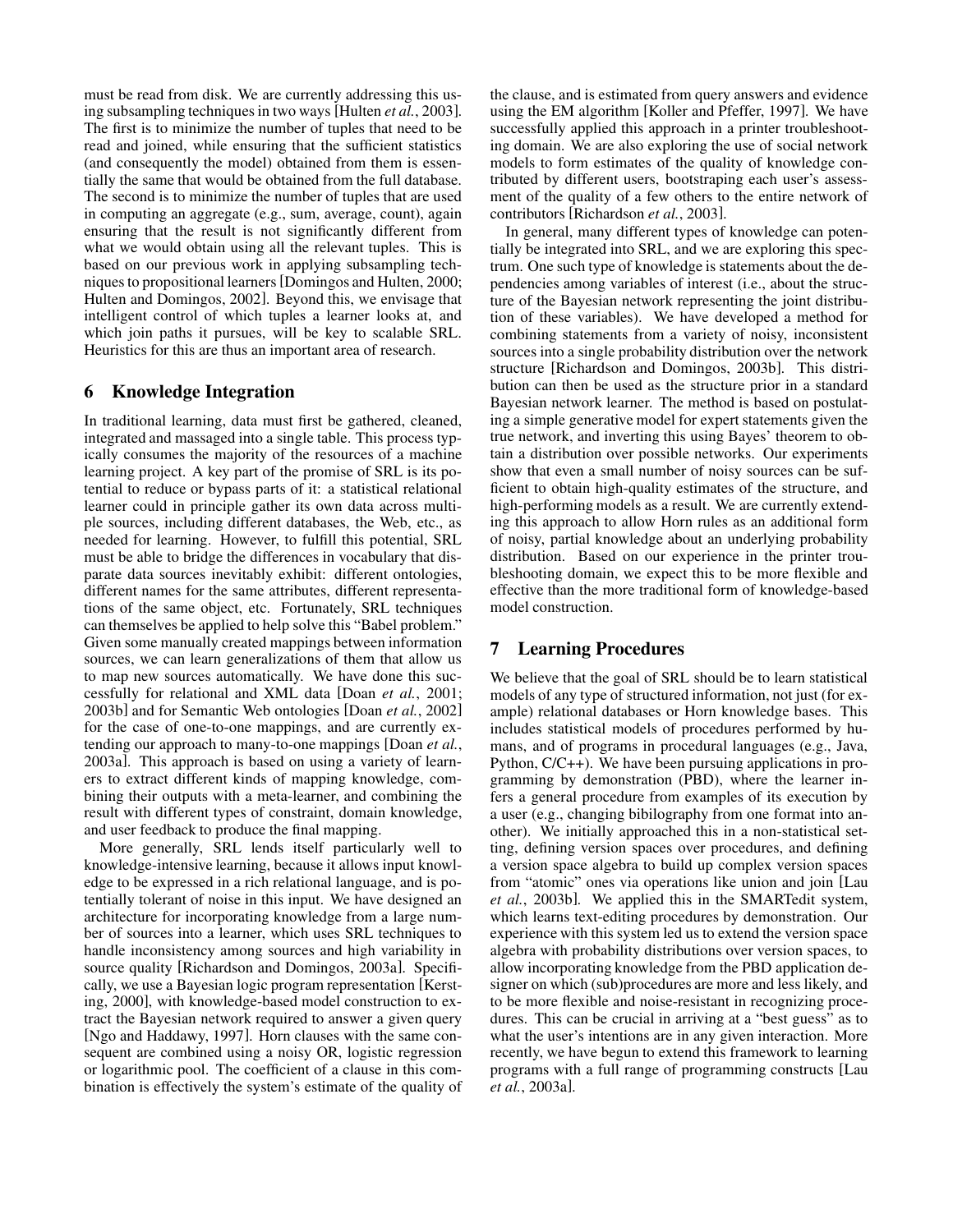must be read from disk. We are currently addressing this using subsampling techniques in two ways [Hulten *et al.*, 2003]. The first is to minimize the number of tuples that need to be read and joined, while ensuring that the sufficient statistics (and consequently the model) obtained from them is essentially the same that would be obtained from the full database. The second is to minimize the number of tuples that are used in computing an aggregate (e.g., sum, average, count), again ensuring that the result is not significantly different from what we would obtain using all the relevant tuples. This is based on our previous work in applying subsampling techniques to propositional learners [Domingos and Hulten, 2000; Hulten and Domingos, 2002]. Beyond this, we envisage that intelligent control of which tuples a learner looks at, and which join paths it pursues, will be key to scalable SRL. Heuristics for this are thus an important area of research.

## 6 Knowledge Integration

In traditional learning, data must first be gathered, cleaned, integrated and massaged into a single table. This process typically consumes the majority of the resources of a machine learning project. A key part of the promise of SRL is its potential to reduce or bypass parts of it: a statistical relational learner could in principle gather its own data across multiple sources, including different databases, the Web, etc., as needed for learning. However, to fulfill this potential, SRL must be able to bridge the differences in vocabulary that disparate data sources inevitably exhibit: different ontologies, different names for the same attributes, different representations of the same object, etc. Fortunately, SRL techniques can themselves be applied to help solve this "Babel problem." Given some manually created mappings between information sources, we can learn generalizations of them that allow us to map new sources automatically. We have done this successfully for relational and XML data [Doan *et al.*, 2001; 2003b] and for Semantic Web ontologies [Doan *et al.*, 2002] for the case of one-to-one mappings, and are currently extending our approach to many-to-one mappings [Doan *et al.*, 2003a]. This approach is based on using a variety of learners to extract different kinds of mapping knowledge, combining their outputs with a meta-learner, and combining the result with different types of constraint, domain knowledge, and user feedback to produce the final mapping.

More generally, SRL lends itself particularly well to knowledge-intensive learning, because it allows input knowledge to be expressed in a rich relational language, and is potentially tolerant of noise in this input. We have designed an architecture for incorporating knowledge from a large number of sources into a learner, which uses SRL techniques to handle inconsistency among sources and high variability in source quality [Richardson and Domingos, 2003a]. Specifically, we use a Bayesian logic program representation [Kersting, 2000], with knowledge-based model construction to extract the Bayesian network required to answer a given query [Ngo and Haddawy, 1997]. Horn clauses with the same consequent are combined using a noisy OR, logistic regression or logarithmic pool. The coefficient of a clause in this combination is effectively the system's estimate of the quality of the clause, and is estimated from query answers and evidence using the EM algorithm [Koller and Pfeffer, 1997]. We have successfully applied this approach in a printer troubleshooting domain. We are also exploring the use of social network models to form estimates of the quality of knowledge contributed by different users, bootstraping each user's assessment of the quality of a few others to the entire network of contributors [Richardson *et al.*, 2003].

In general, many different types of knowledge can potentially be integrated into SRL, and we are exploring this spectrum. One such type of knowledge is statements about the dependencies among variables of interest (i.e., about the structure of the Bayesian network representing the joint distribution of these variables). We have developed a method for combining statements from a variety of noisy, inconsistent sources into a single probability distribution over the network structure [Richardson and Domingos, 2003b]. This distribution can then be used as the structure prior in a standard Bayesian network learner. The method is based on postulating a simple generative model for expert statements given the true network, and inverting this using Bayes' theorem to obtain a distribution over possible networks. Our experiments show that even a small number of noisy sources can be sufficient to obtain high-quality estimates of the structure, and high-performing models as a result. We are currently extending this approach to allow Horn rules as an additional form of noisy, partial knowledge about an underlying probability distribution. Based on our experience in the printer troubleshooting domain, we expect this to be more flexible and effective than the more traditional form of knowledge-based model construction.

## 7 Learning Procedures

We believe that the goal of SRL should be to learn statistical models of any type of structured information, not just (for example) relational databases or Horn knowledge bases. This includes statistical models of procedures performed by humans, and of programs in procedural languages (e.g., Java, Python, C/C++). We have been pursuing applications in programming by demonstration (PBD), where the learner infers a general procedure from examples of its execution by a user (e.g., changing bibilography from one format into another). We initially approached this in a non-statistical setting, defining version spaces over procedures, and defining a version space algebra to build up complex version spaces from "atomic" ones via operations like union and join [Lau *et al.*, 2003b]. We applied this in the SMARTedit system, which learns text-editing procedures by demonstration. Our experience with this system led us to extend the version space algebra with probability distributions over version spaces, to allow incorporating knowledge from the PBD application designer on which (sub)procedures are more and less likely, and to be more flexible and noise-resistant in recognizing procedures. This can be crucial in arriving at a "best guess" as to what the user's intentions are in any given interaction. More recently, we have begun to extend this framework to learning programs with a full range of programming constructs [Lau *et al.*, 2003a].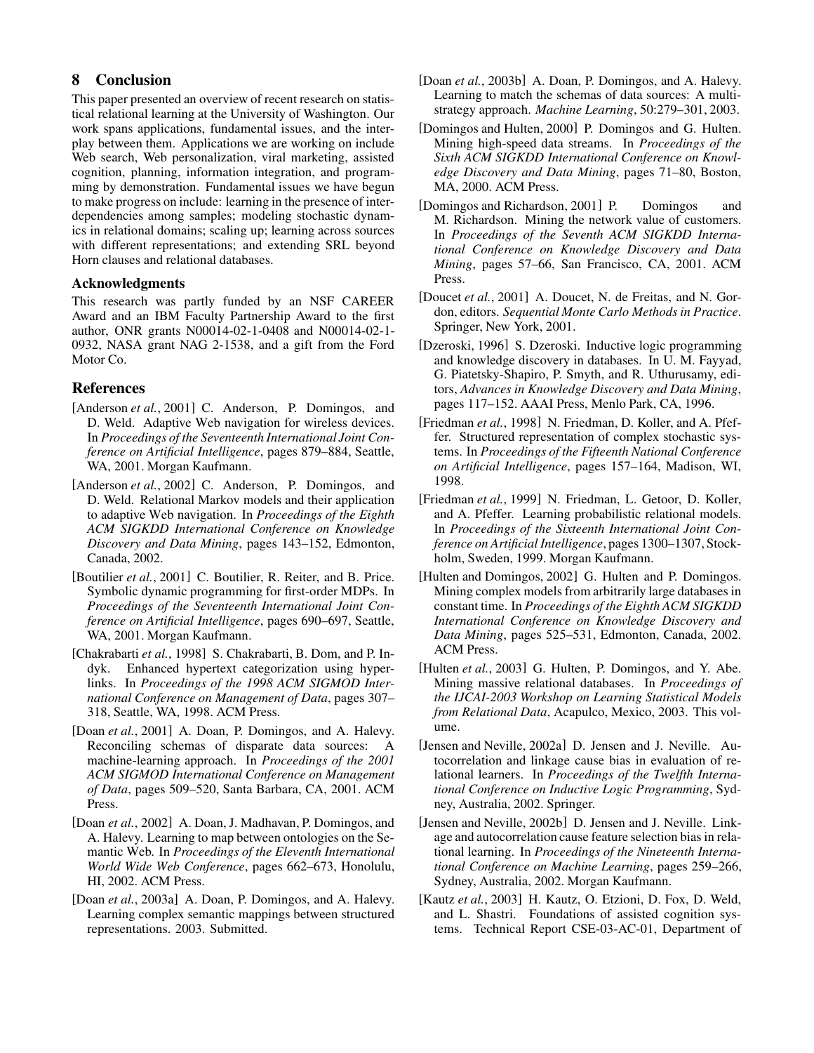## 8 Conclusion

This paper presented an overview of recent research on statistical relational learning at the University of Washington. Our work spans applications, fundamental issues, and the interplay between them. Applications we are working on include Web search, Web personalization, viral marketing, assisted cognition, planning, information integration, and programming by demonstration. Fundamental issues we have begun to make progress on include: learning in the presence of interdependencies among samples; modeling stochastic dynamics in relational domains; scaling up; learning across sources with different representations; and extending SRL beyond Horn clauses and relational databases.

### Acknowledgments

This research was partly funded by an NSF CAREER Award and an IBM Faculty Partnership Award to the first author, ONR grants N00014-02-1-0408 and N00014-02-1-0932, NASA grant NAG 2-1538, and a gift from the Ford Motor Co.

## References

[Anderson *et al.*, 2001] C. Anderson, P. Domingos, and D. Weld. Adaptive Web navigation for wireless devices. In *Proceedings of the Seventeenth International Joint Conference on Artificial Intelligence*, pages 879–884, Seattle, WA, 2001. Morgan Kaufmann.

[Anderson *et al.*, 2002] C. Anderson, P. Domingos, and D. Weld. Relational Markov models and their application to adaptive Web navigation. In *Proceedings of the Eighth ACM SIGKDD International Conference on Knowledge Discovery and Data Mining*, pages 143–152, Edmonton, Canada, 2002.

[Boutilier *et al.*, 2001] C. Boutilier, R. Reiter, and B. Price. Symbolic dynamic programming for first-order MDPs. In *Proceedings of the Seventeenth International Joint Conference on Artificial Intelligence*, pages 690–697, Seattle, WA, 2001. Morgan Kaufmann.

[Chakrabarti *et al.*, 1998] S. Chakrabarti, B. Dom, and P. Indyk. Enhanced hypertext categorization using hyperlinks. In *Proceedings of the 1998 ACM SIGMOD International Conference on Management of Data*, pages 307–318, Seattle, WA, 1998. ACM Press.

[Doan *et al.*, 2001] A. Doan, P. Domingos, and A. Halevy. Reconciling schemas of disparate data sources: A machine-learning approach. In *Proceedings of the 2001 ACM SIGMOD International Conference on Management of Data*, pages 509–520, Santa Barbara, CA, 2001. ACM Press.

[Doan *et al.*, 2002] A. Doan, J. Madhavan, P. Domingos, and A. Halevy. Learning to map between ontologies on the Semantic Web. In *Proceedings of the Eleventh International World Wide Web Conference*, pages 662–673, Honolulu, HI, 2002. ACM Press.

[Doan *et al.*, 2003a] A. Doan, P. Domingos, and A. Halevy. Learning complex semantic mappings between structured representations. 2003. Submitted.

[Doan *et al.*, 2003b] A. Doan, P. Domingos, and A. Halevy. Learning to match the schemas of data sources: A multistrategy approach. *Machine Learning*, 50:279–301, 2003.

[Domingos and Hulten, 2000] P. Domingos and G. Hulten. Mining high-speed data streams. In *Proceedings of the Sixth ACM SIGKDD International Conference on Knowledge Discovery and Data Mining*, pages 71–80, Boston, MA, 2000. ACM Press.

[Domingos and Richardson, 2001] P. Domingos and M. Richardson. Mining the network value of customers. In *Proceedings of the Seventh ACM SIGKDD International Conference on Knowledge Discovery and Data Mining*, pages 57–66, San Francisco, CA, 2001. ACM Press.

[Doucet *et al.*, 2001] A. Doucet, N. de Freitas, and N. Gordon, editors. *Sequential Monte Carlo Methods in Practice*. Springer, New York, 2001.

[Dzeroski, 1996] S. Dzeroski. Inductive logic programming and knowledge discovery in databases. In U. M. Fayyad, G. Piatetsky-Shapiro, P. Smyth, and R. Uthurusamy, editors, *Advances in Knowledge Discovery and Data Mining*, pages 117–152. AAAI Press, Menlo Park, CA, 1996.

[Friedman *et al.*, 1998] N. Friedman, D. Koller, and A. Pfeffer. Structured representation of complex stochastic systems. In *Proceedings of the Fifteenth National Conference on Artificial Intelligence*, pages 157–164, Madison, WI, 1998.

[Friedman *et al.*, 1999] N. Friedman, L. Getoor, D. Koller, and A. Pfeffer. Learning probabilistic relational models. In *Proceedings of the Sixteenth International Joint Conference on Artificial Intelligence*, pages 1300–1307, Stockholm, Sweden, 1999. Morgan Kaufmann.

[Hulten and Domingos, 2002] G. Hulten and P. Domingos. Mining complex models from arbitrarily large databases in constant time. In *Proceedings of the Eighth ACM SIGKDD International Conference on Knowledge Discovery and Data Mining*, pages 525–531, Edmonton, Canada, 2002. ACM Press.

[Hulten *et al.*, 2003] G. Hulten, P. Domingos, and Y. Abe. Mining massive relational databases. In *Proceedings of the IJCAI-2003 Workshop on Learning Statistical Models from Relational Data*, Acapulco, Mexico, 2003. This volume.

[Jensen and Neville, 2002a] D. Jensen and J. Neville. Autocorrelation and linkage cause bias in evaluation of relational learners. In *Proceedings of the Twelfth International Conference on Inductive Logic Programming*, Sydney, Australia, 2002. Springer.

[Jensen and Neville, 2002b] D. Jensen and J. Neville. Linkage and autocorrelation cause feature selection bias in relational learning. In *Proceedings of the Nineteenth International Conference on Machine Learning*, pages 259–266, Sydney, Australia, 2002. Morgan Kaufmann.

[Kautz *et al.*, 2003] H. Kautz, O. Etzioni, D. Fox, D. Weld, and L. Shastri. Foundations of assisted cognition systems. Technical Report CSE-03-AC-01, Department of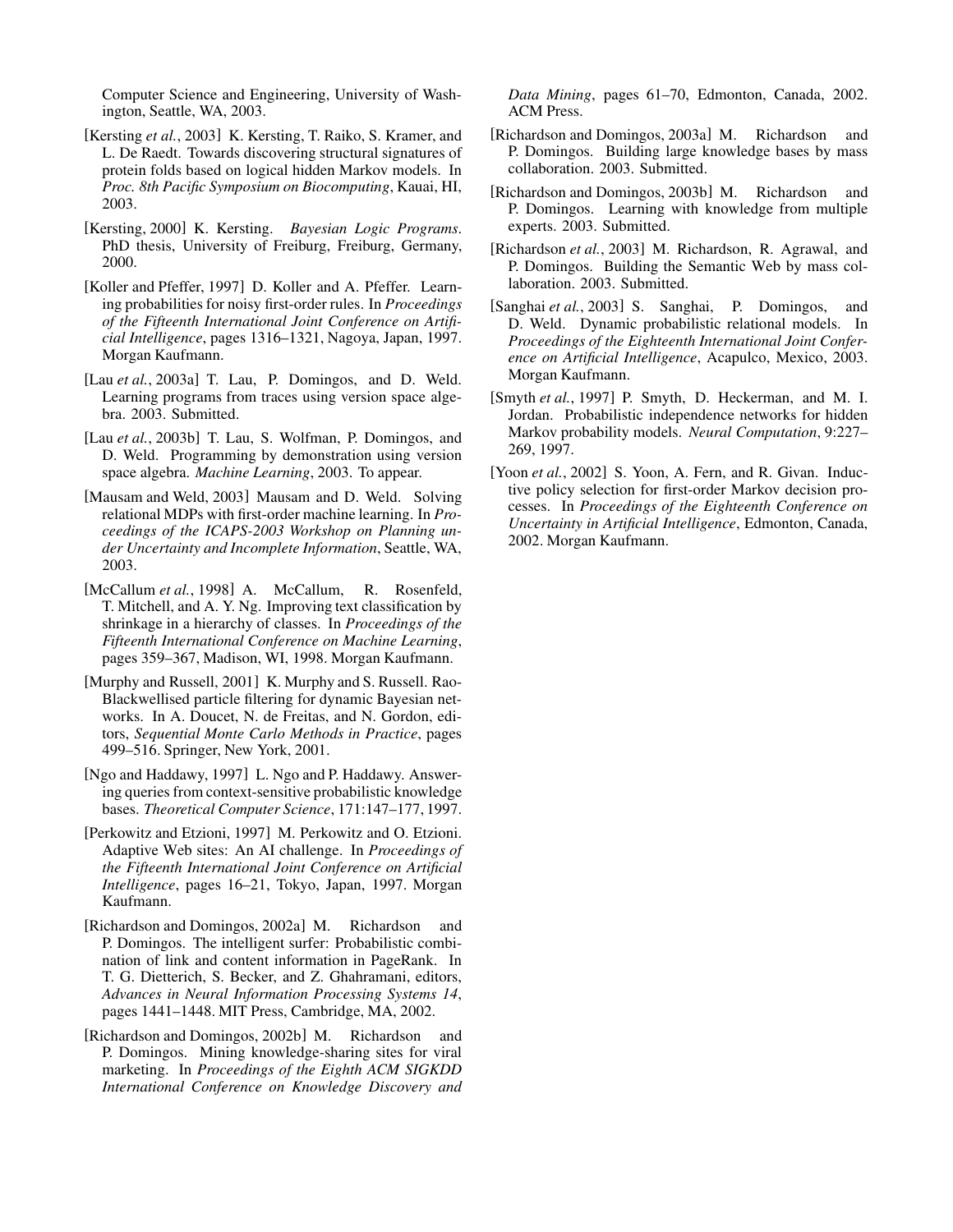Computer Science and Engineering, University of Washington, Seattle, WA, 2003.

[Kersting *et al.*, 2003] K. Kersting, T. Raiko, S. Kramer, and L. De Raedt. Towards discovering structural signatures of protein folds based on logical hidden Markov models. In *Proc. 8th Pacific Symposium on Biocomputing*, Kauai, HI, 2003.

[Kersting, 2000] K. Kersting. *Bayesian Logic Programs*. PhD thesis, University of Freiburg, Freiburg, Germany, 2000.

[Koller and Pfeffer, 1997] D. Koller and A. Pfeffer. Learning probabilities for noisy first-order rules. In *Proceedings of the Fifteenth International Joint Conference on Artificial Intelligence*, pages 1316–1321, Nagoya, Japan, 1997. Morgan Kaufmann.

[Lau *et al.*, 2003a] T. Lau, P. Domingos, and D. Weld. Learning programs from traces using version space algebra. 2003. Submitted.

[Lau *et al.*, 2003b] T. Lau, S. Wolfman, P. Domingos, and D. Weld. Programming by demonstration using version space algebra. *Machine Learning*, 2003. To appear.

[Mausam and Weld, 2003] Mausam and D. Weld. Solving relational MDPs with first-order machine learning. In *Proceedings of the ICAPS-2003 Workshop on Planning under Uncertainty and Incomplete Information*, Seattle, WA, 2003.

[McCallum *et al.*, 1998] A. McCallum, R. Rosenfeld, T. Mitchell, and A. Y. Ng. Improving text classification by shrinkage in a hierarchy of classes. In *Proceedings of the Fifteenth International Conference on Machine Learning*, pages 359–367, Madison, WI, 1998. Morgan Kaufmann.

[Murphy and Russell, 2001] K. Murphy and S. Russell. Rao-Blackwellised particle filtering for dynamic Bayesian networks. In A. Doucet, N. de Freitas, and N. Gordon, editors, *Sequential Monte Carlo Methods in Practice*, pages 499–516. Springer, New York, 2001.

[Ngo and Haddawy, 1997] L. Ngo and P. Haddawy. Answering queries from context-sensitive probabilistic knowledge bases. *Theoretical Computer Science*, 171:147–177, 1997.

[Perkowitz and Etzioni, 1997] M. Perkowitz and O. Etzioni. Adaptive Web sites: An AI challenge. In *Proceedings of the Fifteenth International Joint Conference on Artificial Intelligence*, pages 16–21, Tokyo, Japan, 1997. Morgan Kaufmann.

[Richardson and Domingos, 2002a] M. Richardson and P. Domingos. The intelligent surfer: Probabilistic combination of link and content information in PageRank. In T. G. Dietterich, S. Becker, and Z. Ghahramani, editors, *Advances in Neural Information Processing Systems 14*, pages 1441–1448. MIT Press, Cambridge, MA, 2002.

[Richardson and Domingos, 2002b] M. Richardson and P. Domingos. Mining knowledge-sharing sites for viral marketing. In *Proceedings of the Eighth ACM SIGKDD International Conference on Knowledge Discovery and Data Mining*, pages 61–70, Edmonton, Canada, 2002. ACM Press.

[Richardson and Domingos, 2003a] M. Richardson and P. Domingos. Building large knowledge bases by mass collaboration. 2003. Submitted.

[Richardson and Domingos, 2003b] M. Richardson and P. Domingos. Learning with knowledge from multiple experts. 2003. Submitted.

[Richardson *et al.*, 2003] M. Richardson, R. Agrawal, and P. Domingos. Building the Semantic Web by mass collaboration. 2003. Submitted.

[Sanghai *et al.*, 2003] S. Sanghai, P. Domingos, and D. Weld. Dynamic probabilistic relational models. In *Proceedings of the Eighteenth International Joint Conference on Artificial Intelligence*, Acapulco, Mexico, 2003. Morgan Kaufmann.

[Smyth *et al.*, 1997] P. Smyth, D. Heckerman, and M. I. Jordan. Probabilistic independence networks for hidden Markov probability models. *Neural Computation*, 9:227–269, 1997.

[Yoon *et al.*, 2002] S. Yoon, A. Fern, and R. Givan. Inductive policy selection for first-order Markov decision processes. In *Proceedings of the Eighteenth Conference on Uncertainty in Artificial Intelligence*, Edmonton, Canada, 2002. Morgan Kaufmann.